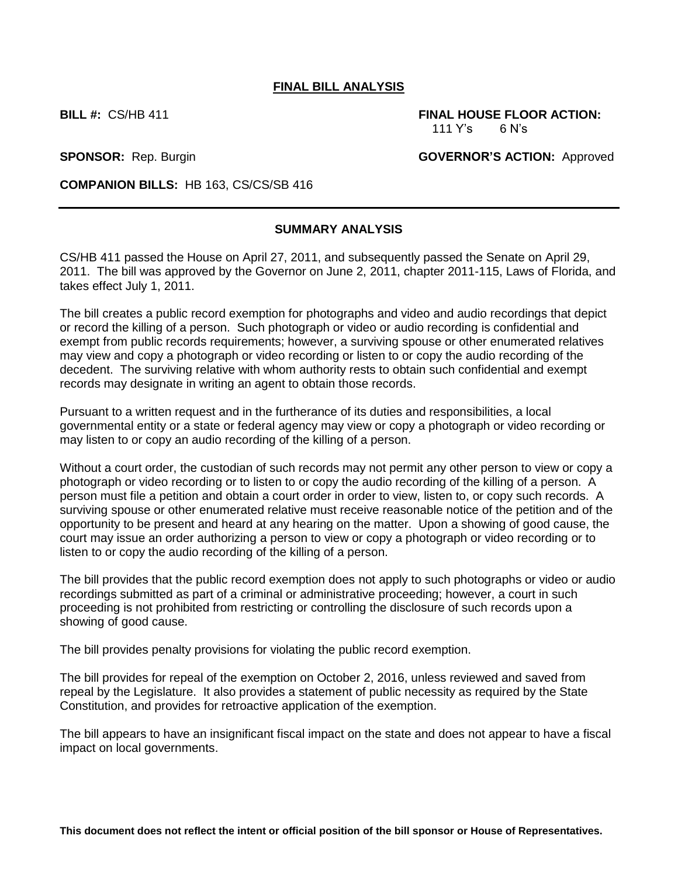# FINAL BILL ANALYSIS

**BILL #:** CS/HB 411

**FINAL HOUSE FLOOR ACTION:** 111 Y's 6 N's

**SPONSOR:** Rep. Burgin

**GOVERNOR'S ACTION:** Approved

**COMPANION BILLS:** HB 163, CS/CS/SB 416

---

## SUMMARY ANALYSIS

CS/HB 411 passed the House on April 27, 2011, and subsequently passed the Senate on April 29, 2011. The bill was approved by the Governor on June 2, 2011, chapter 2011-115, Laws of Florida, and takes effect July 1, 2011.

The bill creates a public record exemption for photographs and video and audio recordings that depict or record the killing of a person. Such photograph or video or audio recording is confidential and exempt from public records requirements; however, a surviving spouse or other enumerated relatives may view and copy a photograph or video recording or listen to or copy the audio recording of the decedent. The surviving relative with whom authority rests to obtain such confidential and exempt records may designate in writing an agent to obtain those records.

Pursuant to a written request and in the furtherance of its duties and responsibilities, a local governmental entity or a state or federal agency may view or copy a photograph or video recording or may listen to or copy an audio recording of the killing of a person.

Without a court order, the custodian of such records may not permit any other person to view or copy a photograph or video recording or to listen to or copy the audio recording of the killing of a person. A person must file a petition and obtain a court order in order to view, listen to, or copy such records. A surviving spouse or other enumerated relative must receive reasonable notice of the petition and of the opportunity to be present and heard at any hearing on the matter. Upon a showing of good cause, the court may issue an order authorizing a person to view or copy a photograph or video recording or to listen to or copy the audio recording of the killing of a person.

The bill provides that the public record exemption does not apply to such photographs or video or audio recordings submitted as part of a criminal or administrative proceeding; however, a court in such proceeding is not prohibited from restricting or controlling the disclosure of such records upon a showing of good cause.

The bill provides penalty provisions for violating the public record exemption.

The bill provides for repeal of the exemption on October 2, 2016, unless reviewed and saved from repeal by the Legislature. It also provides a statement of public necessity as required by the State Constitution, and provides for retroactive application of the exemption.

The bill appears to have an insignificant fiscal impact on the state and does not appear to have a fiscal impact on local governments.

**This document does not reflect the intent or official position of the bill sponsor or House of Representatives.**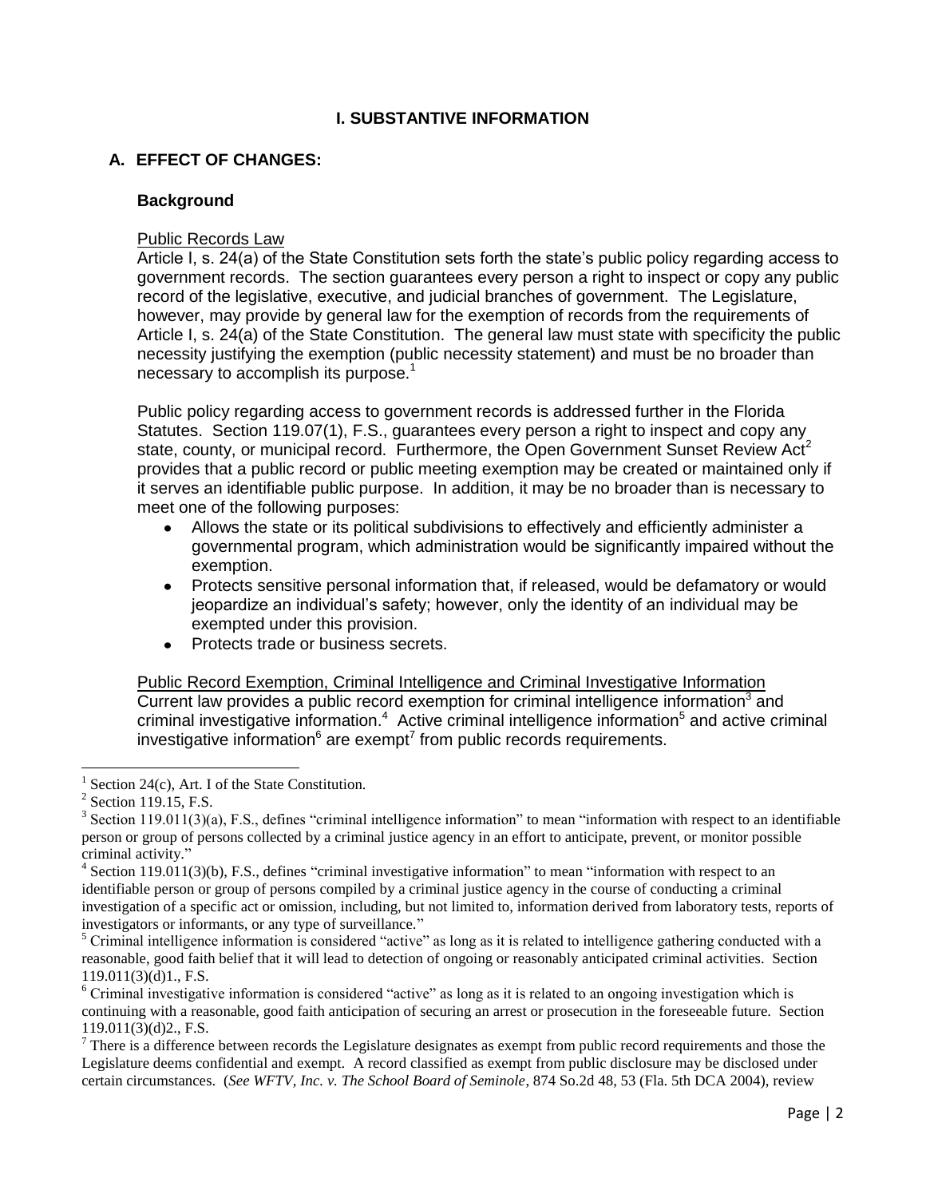## I. SUBSTANTIVE INFORMATION

### A. EFFECT OF CHANGES:

#### Background

Public Records Law

Article I, s. 24(a) of the State Constitution sets forth the state's public policy regarding access to government records. The section guarantees every person a right to inspect or copy any public record of the legislative, executive, and judicial branches of government. The Legislature, however, may provide by general law for the exemption of records from the requirements of Article I, s. 24(a) of the State Constitution. The general law must state with specificity the public necessity justifying the exemption (public necessity statement) and must be no broader than necessary to accomplish its purpose.[1]

Public policy regarding access to government records is addressed further in the Florida Statutes. Section 119.07(1), F.S., guarantees every person a right to inspect and copy any state, county, or municipal record. Furthermore, the Open Government Sunset Review Act[2] provides that a public record or public meeting exemption may be created or maintained only if it serves an identifiable public purpose. In addition, it may be no broader than is necessary to meet one of the following purposes:

- Allows the state or its political subdivisions to effectively and efficiently administer a governmental program, which administration would be significantly impaired without the exemption.
- Protects sensitive personal information that, if released, would be defamatory or would jeopardize an individual's safety; however, only the identity of an individual may be exempted under this provision.
- Protects trade or business secrets.

Public Record Exemption, Criminal Intelligence and Criminal Investigative Information

Current law provides a public record exemption for criminal intelligence information[3] and criminal investigative information.[4] Active criminal intelligence information[5] and active criminal investigative information[6] are exempt[7] from public records requirements.

---

[1] Section 24(c), Art. I of the State Constitution.

[2] Section 119.15, F.S.

[3] Section 119.011(3)(a), F.S., defines "criminal intelligence information" to mean "information with respect to an identifiable person or group of persons collected by a criminal justice agency in an effort to anticipate, prevent, or monitor possible criminal activity."

[4] Section 119.011(3)(b), F.S., defines "criminal investigative information" to mean "information with respect to an identifiable person or group of persons compiled by a criminal justice agency in the course of conducting a criminal investigation of a specific act or omission, including, but not limited to, information derived from laboratory tests, reports of investigators or informants, or any type of surveillance."

[5] Criminal intelligence information is considered "active" as long as it is related to intelligence gathering conducted with a reasonable, good faith belief that it will lead to detection of ongoing or reasonably anticipated criminal activities. Section 119.011(3)(d)1., F.S.

[6] Criminal investigative information is considered "active" as long as it is related to an ongoing investigation which is continuing with a reasonable, good faith anticipation of securing an arrest or prosecution in the foreseeable future. Section 119.011(3)(d)2., F.S.

[7] There is a difference between records the Legislature designates as exempt from public record requirements and those the Legislature deems confidential and exempt. A record classified as exempt from public disclosure may be disclosed under certain circumstances. (*See WFTV, Inc. v. The School Board of Seminole*, 874 So.2d 48, 53 (Fla. 5th DCA 2004), review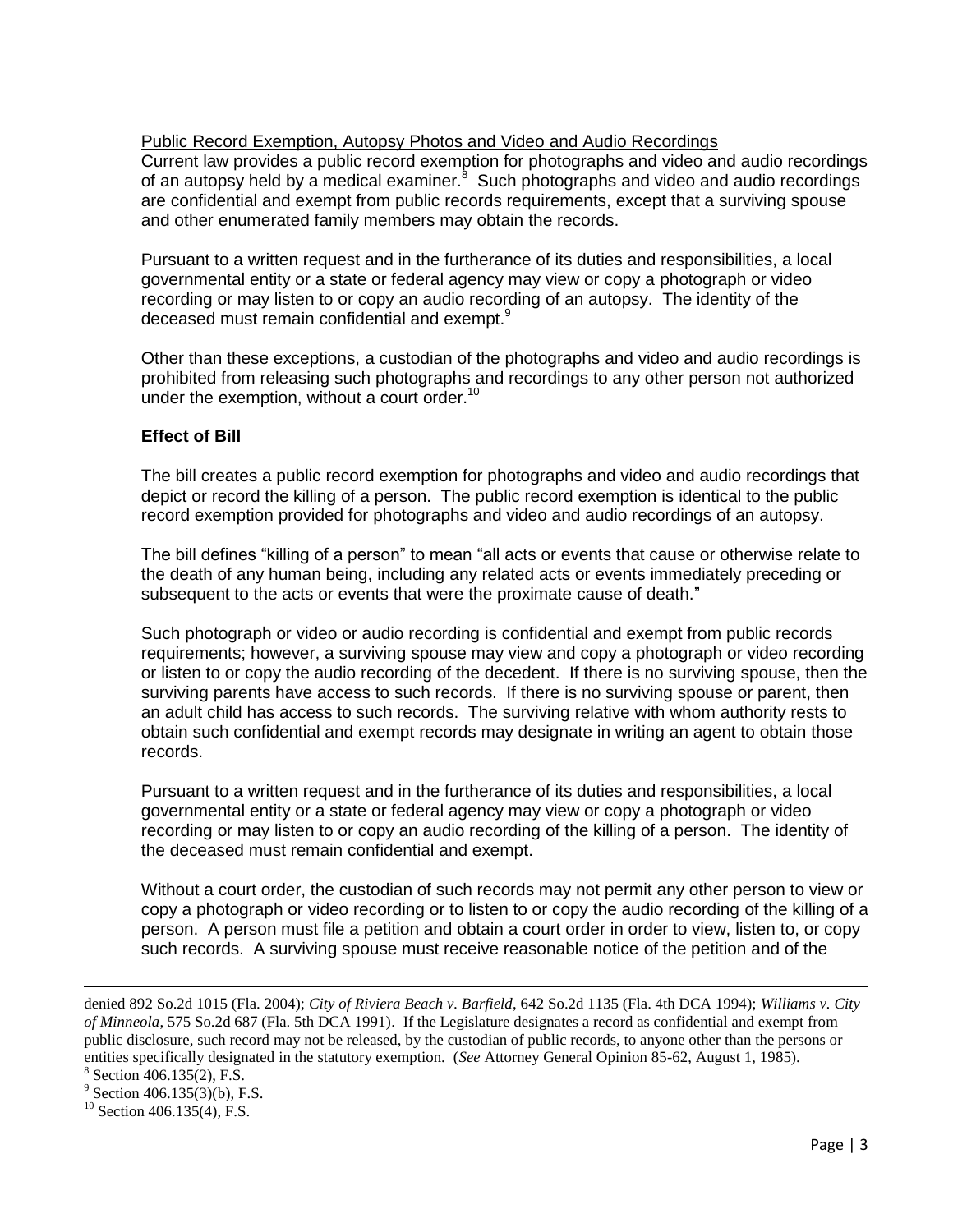Public Record Exemption, Autopsy Photos and Video and Audio Recordings

Current law provides a public record exemption for photographs and video and audio recordings of an autopsy held by a medical examiner.[8] Such photographs and video and audio recordings are confidential and exempt from public records requirements, except that a surviving spouse and other enumerated family members may obtain the records.

Pursuant to a written request and in the furtherance of its duties and responsibilities, a local governmental entity or a state or federal agency may view or copy a photograph or video recording or may listen to or copy an audio recording of an autopsy. The identity of the deceased must remain confidential and exempt.[9]

Other than these exceptions, a custodian of the photographs and video and audio recordings is prohibited from releasing such photographs and recordings to any other person not authorized under the exemption, without a court order.[10]

**Effect of Bill**

The bill creates a public record exemption for photographs and video and audio recordings that depict or record the killing of a person. The public record exemption is identical to the public record exemption provided for photographs and video and audio recordings of an autopsy.

The bill defines "killing of a person" to mean "all acts or events that cause or otherwise relate to the death of any human being, including any related acts or events immediately preceding or subsequent to the acts or events that were the proximate cause of death."

Such photograph or video or audio recording is confidential and exempt from public records requirements; however, a surviving spouse may view and copy a photograph or video recording or listen to or copy the audio recording of the decedent. If there is no surviving spouse, then the surviving parents have access to such records. If there is no surviving spouse or parent, then an adult child has access to such records. The surviving relative with whom authority rests to obtain such confidential and exempt records may designate in writing an agent to obtain those records.

Pursuant to a written request and in the furtherance of its duties and responsibilities, a local governmental entity or a state or federal agency may view or copy a photograph or video recording or may listen to or copy an audio recording of the killing of a person. The identity of the deceased must remain confidential and exempt.

Without a court order, the custodian of such records may not permit any other person to view or copy a photograph or video recording or to listen to or copy the audio recording of the killing of a person. A person must file a petition and obtain a court order in order to view, listen to, or copy such records. A surviving spouse must receive reasonable notice of the petition and of the

---

denied 892 So.2d 1015 (Fla. 2004); *City of Riviera Beach v. Barfield*, 642 So.2d 1135 (Fla. 4th DCA 1994); *Williams v. City of Minneola*, 575 So.2d 687 (Fla. 5th DCA 1991). If the Legislature designates a record as confidential and exempt from public disclosure, such record may not be released, by the custodian of public records, to anyone other than the persons or entities specifically designated in the statutory exemption. (*See* Attorney General Opinion 85-62, August 1, 1985).

[8] Section 406.135(2), F.S.

[9] Section 406.135(3)(b), F.S.

[10] Section 406.135(4), F.S.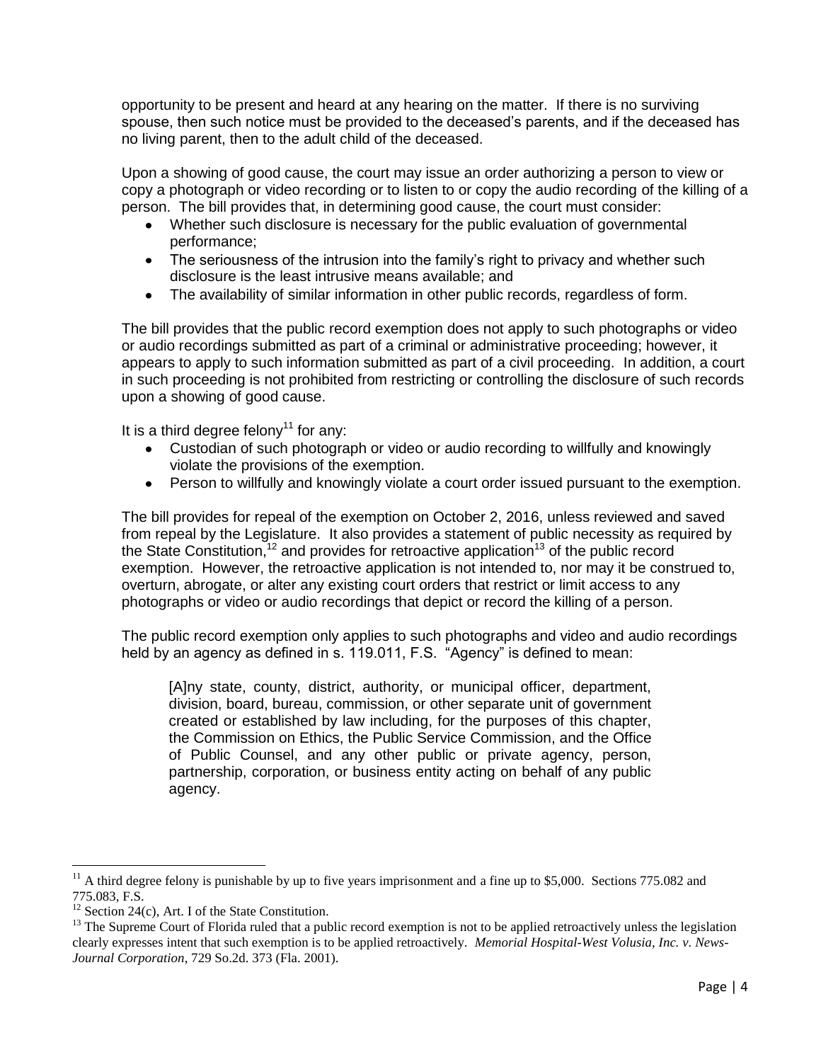opportunity to be present and heard at any hearing on the matter. If there is no surviving spouse, then such notice must be provided to the deceased's parents, and if the deceased has no living parent, then to the adult child of the deceased.

Upon a showing of good cause, the court may issue an order authorizing a person to view or copy a photograph or video recording or to listen to or copy the audio recording of the killing of a person. The bill provides that, in determining good cause, the court must consider:

- Whether such disclosure is necessary for the public evaluation of governmental performance;
- The seriousness of the intrusion into the family's right to privacy and whether such disclosure is the least intrusive means available; and
- The availability of similar information in other public records, regardless of form.

The bill provides that the public record exemption does not apply to such photographs or video or audio recordings submitted as part of a criminal or administrative proceeding; however, it appears to apply to such information submitted as part of a civil proceeding. In addition, a court in such proceeding is not prohibited from restricting or controlling the disclosure of such records upon a showing of good cause.

It is a third degree felony[11] for any:

- Custodian of such photograph or video or audio recording to willfully and knowingly violate the provisions of the exemption.
- Person to willfully and knowingly violate a court order issued pursuant to the exemption.

The bill provides for repeal of the exemption on October 2, 2016, unless reviewed and saved from repeal by the Legislature. It also provides a statement of public necessity as required by the State Constitution,[12] and provides for retroactive application[13] of the public record exemption. However, the retroactive application is not intended to, nor may it be construed to, overturn, abrogate, or alter any existing court orders that restrict or limit access to any photographs or video or audio recordings that depict or record the killing of a person.

The public record exemption only applies to such photographs and video and audio recordings held by an agency as defined in s. 119.011, F.S. "Agency" is defined to mean:

> [A]ny state, county, district, authority, or municipal officer, department, division, board, bureau, commission, or other separate unit of government created or established by law including, for the purposes of this chapter, the Commission on Ethics, the Public Service Commission, and the Office of Public Counsel, and any other public or private agency, person, partnership, corporation, or business entity acting on behalf of any public agency.

---

[11] A third degree felony is punishable by up to five years imprisonment and a fine up to $5,000. Sections 775.082 and 775.083, F.S.

[12] Section 24(c), Art. I of the State Constitution.

[13] The Supreme Court of Florida ruled that a public record exemption is not to be applied retroactively unless the legislation clearly expresses intent that such exemption is to be applied retroactively. *Memorial Hospital-West Volusia, Inc. v. News-Journal Corporation*, 729 So.2d. 373 (Fla. 2001).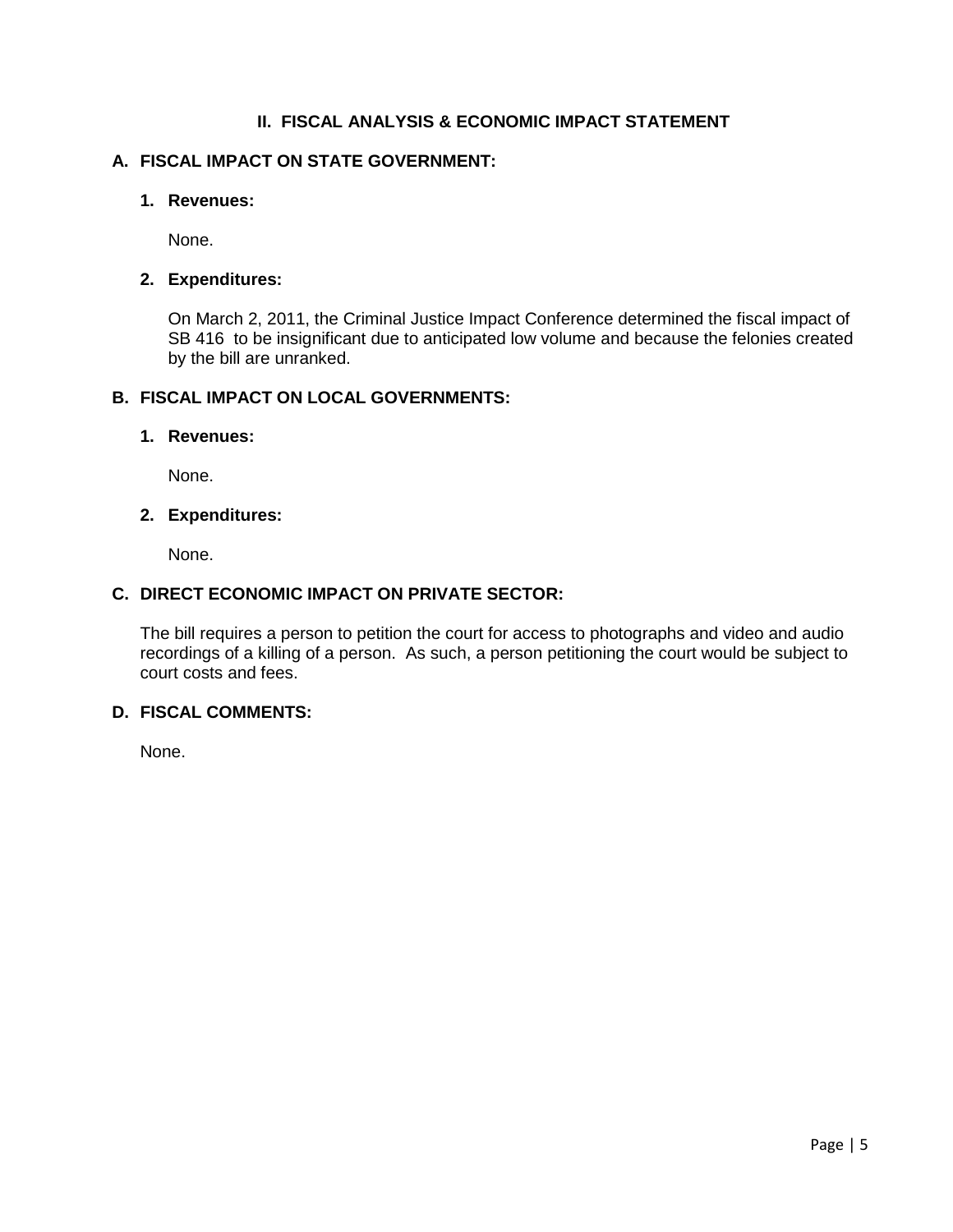## II. FISCAL ANALYSIS & ECONOMIC IMPACT STATEMENT

### A. FISCAL IMPACT ON STATE GOVERNMENT:

#### 1. Revenues:

None.

#### 2. Expenditures:

On March 2, 2011, the Criminal Justice Impact Conference determined the fiscal impact of SB 416 to be insignificant due to anticipated low volume and because the felonies created by the bill are unranked.

### B. FISCAL IMPACT ON LOCAL GOVERNMENTS:

#### 1. Revenues:

None.

#### 2. Expenditures:

None.

### C. DIRECT ECONOMIC IMPACT ON PRIVATE SECTOR:

The bill requires a person to petition the court for access to photographs and video and audio recordings of a killing of a person. As such, a person petitioning the court would be subject to court costs and fees.

### D. FISCAL COMMENTS:

None.